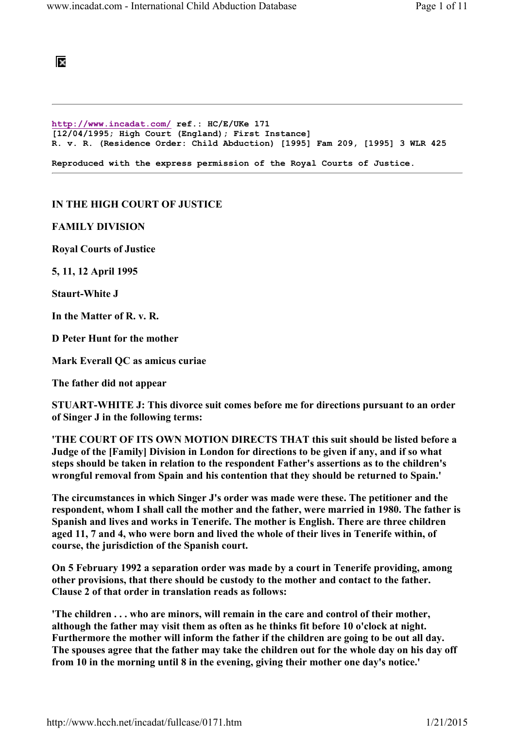http://www.incadat.com/ ref.: HC/E/UKe 171
[12/04/1995; High Court (England); First Instance]
R. v. R. (Residence Order: Child Abduction) [1995] Fam 209, [1995] 3 WLR 425

Reproduced with the express permission of the Royal Courts of Justice.

---

**IN THE HIGH COURT OF JUSTICE**

**FAMILY DIVISION**

**Royal Courts of Justice**

**5, 11, 12 April 1995**

**Staurt-White J**

**In the Matter of R. v. R.**

**D Peter Hunt for the mother**

**Mark Everall QC as amicus curiae**

**The father did not appear**

**STUART-WHITE J: This divorce suit comes before me for directions pursuant to an order of Singer J in the following terms:**

**'THE COURT OF ITS OWN MOTION DIRECTS THAT this suit should be listed before a Judge of the [Family] Division in London for directions to be given if any, and if so what steps should be taken in relation to the respondent Father's assertions as to the children's wrongful removal from Spain and his contention that they should be returned to Spain.'**

**The circumstances in which Singer J's order was made were these. The petitioner and the respondent, whom I shall call the mother and the father, were married in 1980. The father is Spanish and lives and works in Tenerife. The mother is English. There are three children aged 11, 7 and 4, who were born and lived the whole of their lives in Tenerife within, of course, the jurisdiction of the Spanish court.**

**On 5 February 1992 a separation order was made by a court in Tenerife providing, among other provisions, that there should be custody to the mother and contact to the father. Clause 2 of that order in translation reads as follows:**

**'The children . . . who are minors, will remain in the care and control of their mother, although the father may visit them as often as he thinks fit before 10 o'clock at night. Furthermore the mother will inform the father if the children are going to be out all day. The spouses agree that the father may take the children out for the whole day on his day off from 10 in the morning until 8 in the evening, giving their mother one day's notice.'**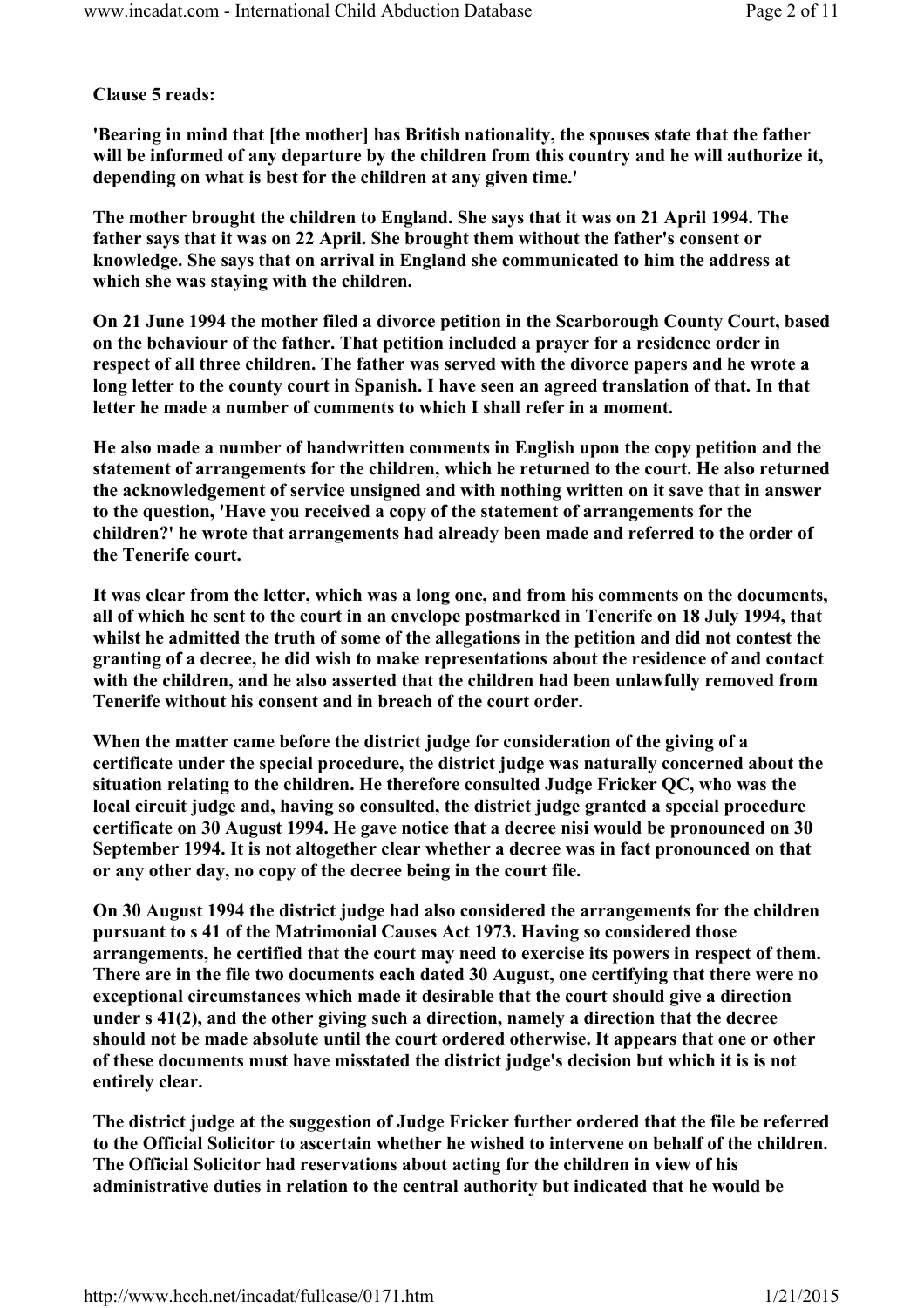**Clause 5 reads:**

**'Bearing in mind that [the mother] has British nationality, the spouses state that the father will be informed of any departure by the children from this country and he will authorize it, depending on what is best for the children at any given time.'**

**The mother brought the children to England. She says that it was on 21 April 1994. The father says that it was on 22 April. She brought them without the father's consent or knowledge. She says that on arrival in England she communicated to him the address at which she was staying with the children.**

**On 21 June 1994 the mother filed a divorce petition in the Scarborough County Court, based on the behaviour of the father. That petition included a prayer for a residence order in respect of all three children. The father was served with the divorce papers and he wrote a long letter to the county court in Spanish. I have seen an agreed translation of that. In that letter he made a number of comments to which I shall refer in a moment.**

**He also made a number of handwritten comments in English upon the copy petition and the statement of arrangements for the children, which he returned to the court. He also returned the acknowledgement of service unsigned and with nothing written on it save that in answer to the question, 'Have you received a copy of the statement of arrangements for the children?' he wrote that arrangements had already been made and referred to the order of the Tenerife court.**

**It was clear from the letter, which was a long one, and from his comments on the documents, all of which he sent to the court in an envelope postmarked in Tenerife on 18 July 1994, that whilst he admitted the truth of some of the allegations in the petition and did not contest the granting of a decree, he did wish to make representations about the residence of and contact with the children, and he also asserted that the children had been unlawfully removed from Tenerife without his consent and in breach of the court order.**

**When the matter came before the district judge for consideration of the giving of a certificate under the special procedure, the district judge was naturally concerned about the situation relating to the children. He therefore consulted Judge Fricker QC, who was the local circuit judge and, having so consulted, the district judge granted a special procedure certificate on 30 August 1994. He gave notice that a decree nisi would be pronounced on 30 September 1994. It is not altogether clear whether a decree was in fact pronounced on that or any other day, no copy of the decree being in the court file.**

**On 30 August 1994 the district judge had also considered the arrangements for the children pursuant to s 41 of the Matrimonial Causes Act 1973. Having so considered those arrangements, he certified that the court may need to exercise its powers in respect of them. There are in the file two documents each dated 30 August, one certifying that there were no exceptional circumstances which made it desirable that the court should give a direction under s 41(2), and the other giving such a direction, namely a direction that the decree should not be made absolute until the court ordered otherwise. It appears that one or other of these documents must have misstated the district judge's decision but which it is is not entirely clear.**

**The district judge at the suggestion of Judge Fricker further ordered that the file be referred to the Official Solicitor to ascertain whether he wished to intervene on behalf of the children. The Official Solicitor had reservations about acting for the children in view of his administrative duties in relation to the central authority but indicated that he would be**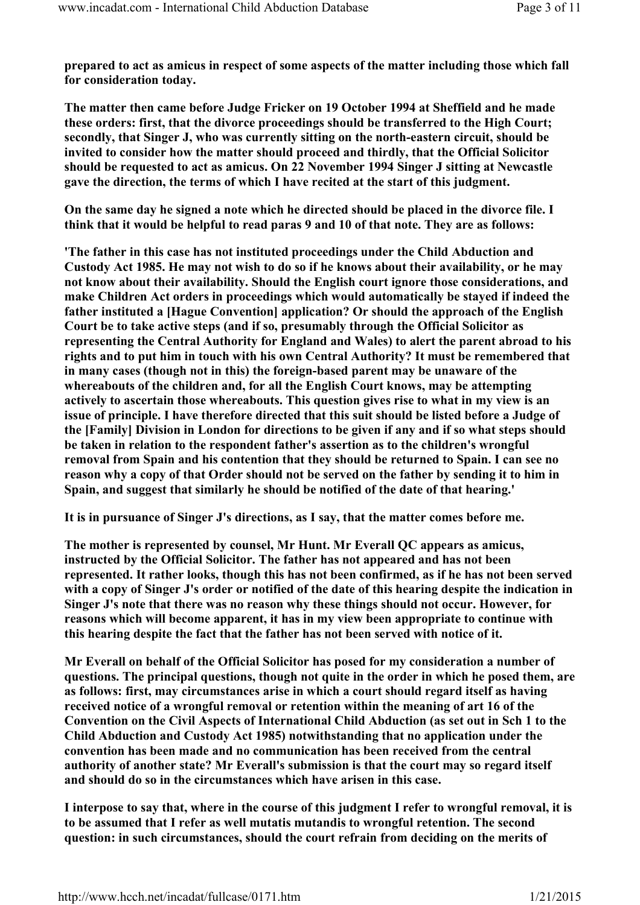**prepared to act as amicus in respect of some aspects of the matter including those which fall for consideration today.**

**The matter then came before Judge Fricker on 19 October 1994 at Sheffield and he made these orders: first, that the divorce proceedings should be transferred to the High Court; secondly, that Singer J, who was currently sitting on the north-eastern circuit, should be invited to consider how the matter should proceed and thirdly, that the Official Solicitor should be requested to act as amicus. On 22 November 1994 Singer J sitting at Newcastle gave the direction, the terms of which I have recited at the start of this judgment.**

**On the same day he signed a note which he directed should be placed in the divorce file. I think that it would be helpful to read paras 9 and 10 of that note. They are as follows:**

**'The father in this case has not instituted proceedings under the Child Abduction and Custody Act 1985. He may not wish to do so if he knows about their availability, or he may not know about their availability. Should the English court ignore those considerations, and make Children Act orders in proceedings which would automatically be stayed if indeed the father instituted a [Hague Convention] application? Or should the approach of the English Court be to take active steps (and if so, presumably through the Official Solicitor as representing the Central Authority for England and Wales) to alert the parent abroad to his rights and to put him in touch with his own Central Authority? It must be remembered that in many cases (though not in this) the foreign-based parent may be unaware of the whereabouts of the children and, for all the English Court knows, may be attempting actively to ascertain those whereabouts. This question gives rise to what in my view is an issue of principle. I have therefore directed that this suit should be listed before a Judge of the [Family] Division in London for directions to be given if any and if so what steps should be taken in relation to the respondent father's assertion as to the children's wrongful removal from Spain and his contention that they should be returned to Spain. I can see no reason why a copy of that Order should not be served on the father by sending it to him in Spain, and suggest that similarly he should be notified of the date of that hearing.'**

**It is in pursuance of Singer J's directions, as I say, that the matter comes before me.**

**The mother is represented by counsel, Mr Hunt. Mr Everall QC appears as amicus, instructed by the Official Solicitor. The father has not appeared and has not been represented. It rather looks, though this has not been confirmed, as if he has not been served with a copy of Singer J's order or notified of the date of this hearing despite the indication in Singer J's note that there was no reason why these things should not occur. However, for reasons which will become apparent, it has in my view been appropriate to continue with this hearing despite the fact that the father has not been served with notice of it.**

**Mr Everall on behalf of the Official Solicitor has posed for my consideration a number of questions. The principal questions, though not quite in the order in which he posed them, are as follows: first, may circumstances arise in which a court should regard itself as having received notice of a wrongful removal or retention within the meaning of art 16 of the Convention on the Civil Aspects of International Child Abduction (as set out in Sch 1 to the Child Abduction and Custody Act 1985) notwithstanding that no application under the convention has been made and no communication has been received from the central authority of another state? Mr Everall's submission is that the court may so regard itself and should do so in the circumstances which have arisen in this case.**

**I interpose to say that, where in the course of this judgment I refer to wrongful removal, it is to be assumed that I refer as well mutatis mutandis to wrongful retention. The second question: in such circumstances, should the court refrain from deciding on the merits of**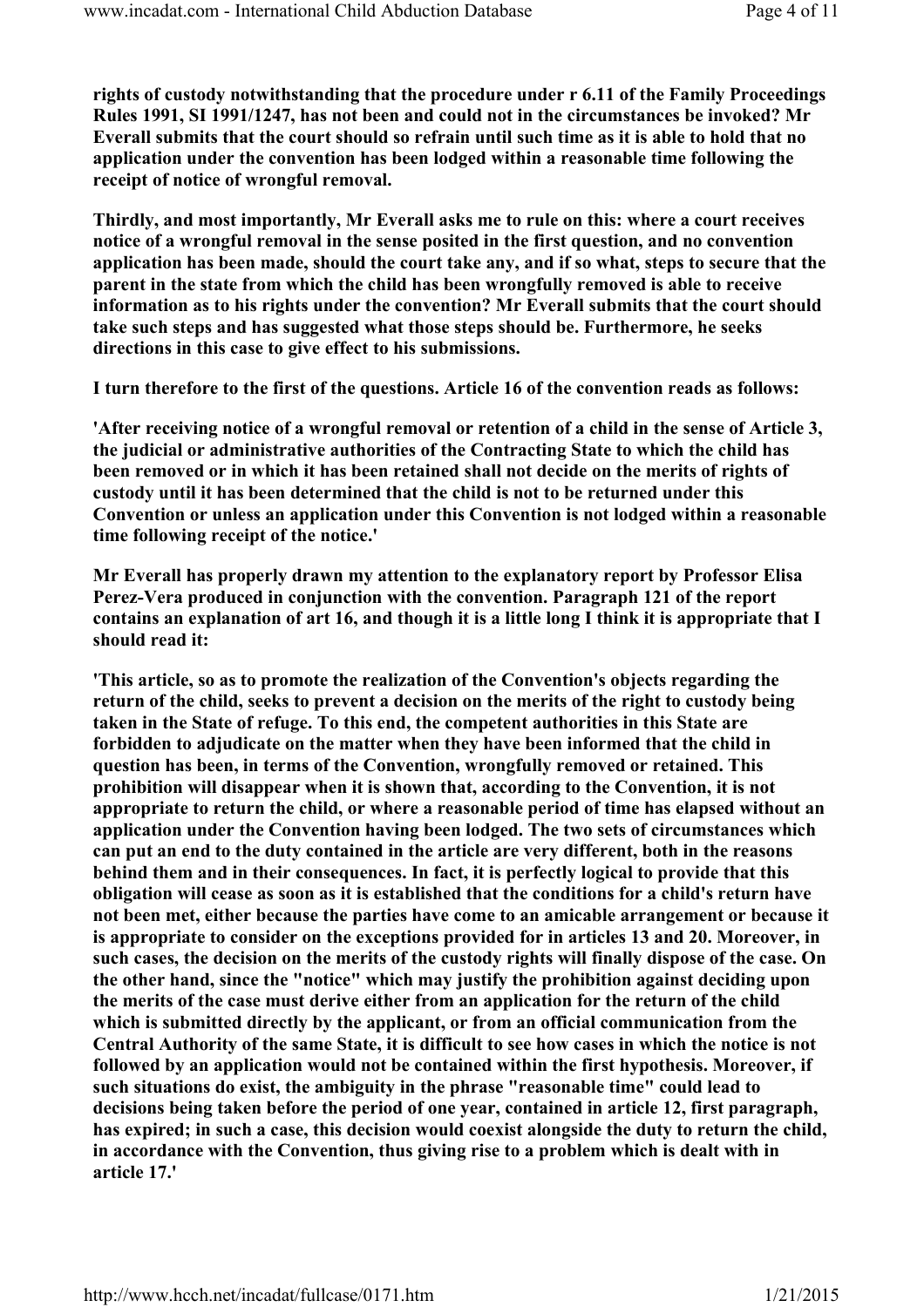**rights of custody notwithstanding that the procedure under r 6.11 of the Family Proceedings Rules 1991, SI 1991/1247, has not been and could not in the circumstances be invoked? Mr Everall submits that the court should so refrain until such time as it is able to hold that no application under the convention has been lodged within a reasonable time following the receipt of notice of wrongful removal.**

**Thirdly, and most importantly, Mr Everall asks me to rule on this: where a court receives notice of a wrongful removal in the sense posited in the first question, and no convention application has been made, should the court take any, and if so what, steps to secure that the parent in the state from which the child has been wrongfully removed is able to receive information as to his rights under the convention? Mr Everall submits that the court should take such steps and has suggested what those steps should be. Furthermore, he seeks directions in this case to give effect to his submissions.**

**I turn therefore to the first of the questions. Article 16 of the convention reads as follows:**

**'After receiving notice of a wrongful removal or retention of a child in the sense of Article 3, the judicial or administrative authorities of the Contracting State to which the child has been removed or in which it has been retained shall not decide on the merits of rights of custody until it has been determined that the child is not to be returned under this Convention or unless an application under this Convention is not lodged within a reasonable time following receipt of the notice.'**

**Mr Everall has properly drawn my attention to the explanatory report by Professor Elisa Perez-Vera produced in conjunction with the convention. Paragraph 121 of the report contains an explanation of art 16, and though it is a little long I think it is appropriate that I should read it:**

**'This article, so as to promote the realization of the Convention's objects regarding the return of the child, seeks to prevent a decision on the merits of the right to custody being taken in the State of refuge. To this end, the competent authorities in this State are forbidden to adjudicate on the matter when they have been informed that the child in question has been, in terms of the Convention, wrongfully removed or retained. This prohibition will disappear when it is shown that, according to the Convention, it is not appropriate to return the child, or where a reasonable period of time has elapsed without an application under the Convention having been lodged. The two sets of circumstances which can put an end to the duty contained in the article are very different, both in the reasons behind them and in their consequences. In fact, it is perfectly logical to provide that this obligation will cease as soon as it is established that the conditions for a child's return have not been met, either because the parties have come to an amicable arrangement or because it is appropriate to consider on the exceptions provided for in articles 13 and 20. Moreover, in such cases, the decision on the merits of the custody rights will finally dispose of the case. On the other hand, since the "notice" which may justify the prohibition against deciding upon the merits of the case must derive either from an application for the return of the child which is submitted directly by the applicant, or from an official communication from the Central Authority of the same State, it is difficult to see how cases in which the notice is not followed by an application would not be contained within the first hypothesis. Moreover, if such situations do exist, the ambiguity in the phrase "reasonable time" could lead to decisions being taken before the period of one year, contained in article 12, first paragraph, has expired; in such a case, this decision would coexist alongside the duty to return the child, in accordance with the Convention, thus giving rise to a problem which is dealt with in article 17.'**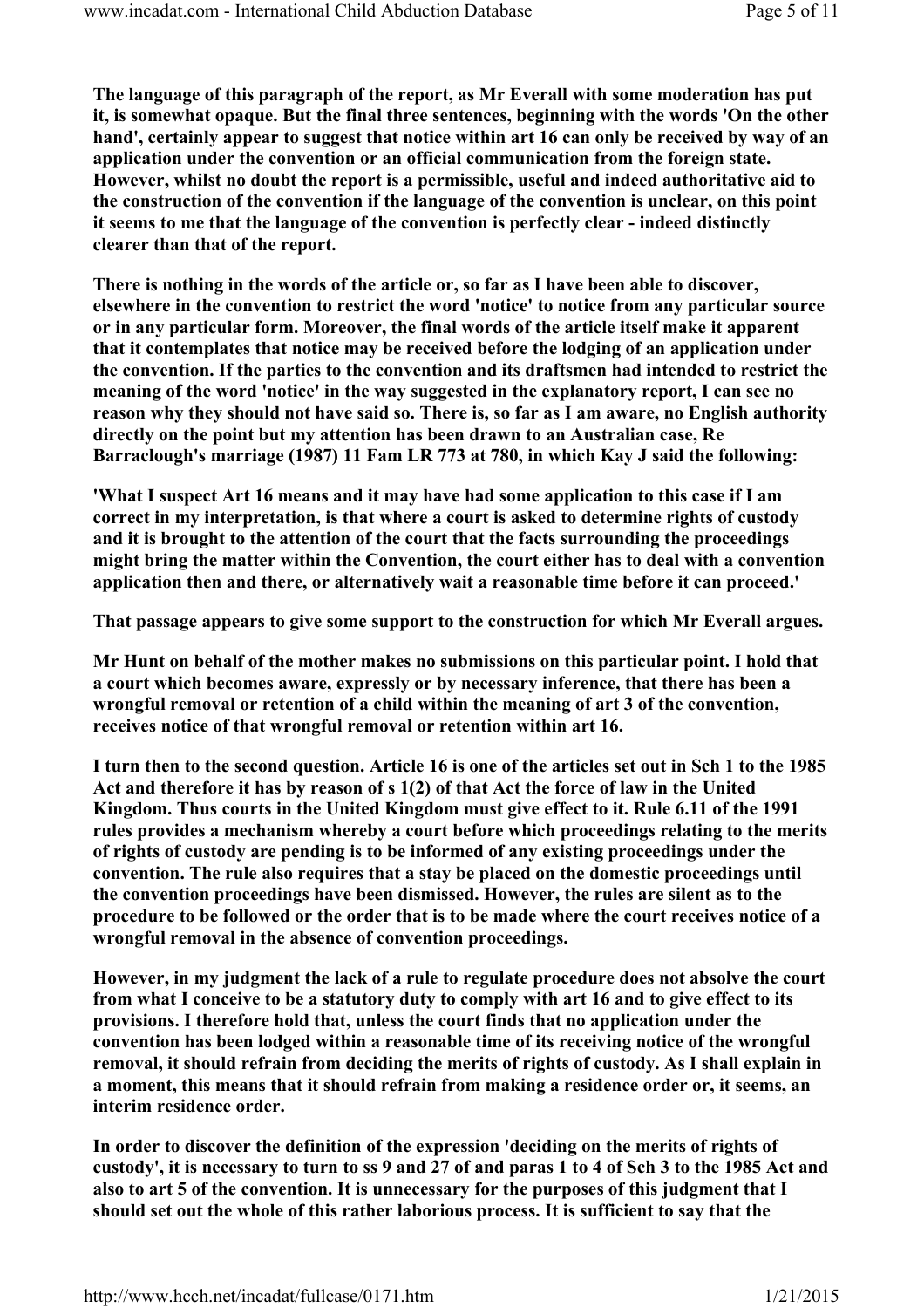The language of this paragraph of the report, as Mr Everall with some moderation has put it, is somewhat opaque. But the final three sentences, beginning with the words 'On the other hand', certainly appear to suggest that notice within art 16 can only be received by way of an application under the convention or an official communication from the foreign state. However, whilst no doubt the report is a permissible, useful and indeed authoritative aid to the construction of the convention if the language of the convention is unclear, on this point it seems to me that the language of the convention is perfectly clear - indeed distinctly clearer than that of the report.

There is nothing in the words of the article or, so far as I have been able to discover, elsewhere in the convention to restrict the word 'notice' to notice from any particular source or in any particular form. Moreover, the final words of the article itself make it apparent that it contemplates that notice may be received before the lodging of an application under the convention. If the parties to the convention and its draftsmen had intended to restrict the meaning of the word 'notice' in the way suggested in the explanatory report, I can see no reason why they should not have said so. There is, so far as I am aware, no English authority directly on the point but my attention has been drawn to an Australian case, Re Barraclough's marriage (1987) 11 Fam LR 773 at 780, in which Kay J said the following:

'What I suspect Art 16 means and it may have had some application to this case if I am correct in my interpretation, is that where a court is asked to determine rights of custody and it is brought to the attention of the court that the facts surrounding the proceedings might bring the matter within the Convention, the court either has to deal with a convention application then and there, or alternatively wait a reasonable time before it can proceed.'

That passage appears to give some support to the construction for which Mr Everall argues.

Mr Hunt on behalf of the mother makes no submissions on this particular point. I hold that a court which becomes aware, expressly or by necessary inference, that there has been a wrongful removal or retention of a child within the meaning of art 3 of the convention, receives notice of that wrongful removal or retention within art 16.

I turn then to the second question. Article 16 is one of the articles set out in Sch 1 to the 1985 Act and therefore it has by reason of s 1(2) of that Act the force of law in the United Kingdom. Thus courts in the United Kingdom must give effect to it. Rule 6.11 of the 1991 rules provides a mechanism whereby a court before which proceedings relating to the merits of rights of custody are pending is to be informed of any existing proceedings under the convention. The rule also requires that a stay be placed on the domestic proceedings until the convention proceedings have been dismissed. However, the rules are silent as to the procedure to be followed or the order that is to be made where the court receives notice of a wrongful removal in the absence of convention proceedings.

However, in my judgment the lack of a rule to regulate procedure does not absolve the court from what I conceive to be a statutory duty to comply with art 16 and to give effect to its provisions. I therefore hold that, unless the court finds that no application under the convention has been lodged within a reasonable time of its receiving notice of the wrongful removal, it should refrain from deciding the merits of rights of custody. As I shall explain in a moment, this means that it should refrain from making a residence order or, it seems, an interim residence order.

In order to discover the definition of the expression 'deciding on the merits of rights of custody', it is necessary to turn to ss 9 and 27 of and paras 1 to 4 of Sch 3 to the 1985 Act and also to art 5 of the convention. It is unnecessary for the purposes of this judgment that I should set out the whole of this rather laborious process. It is sufficient to say that the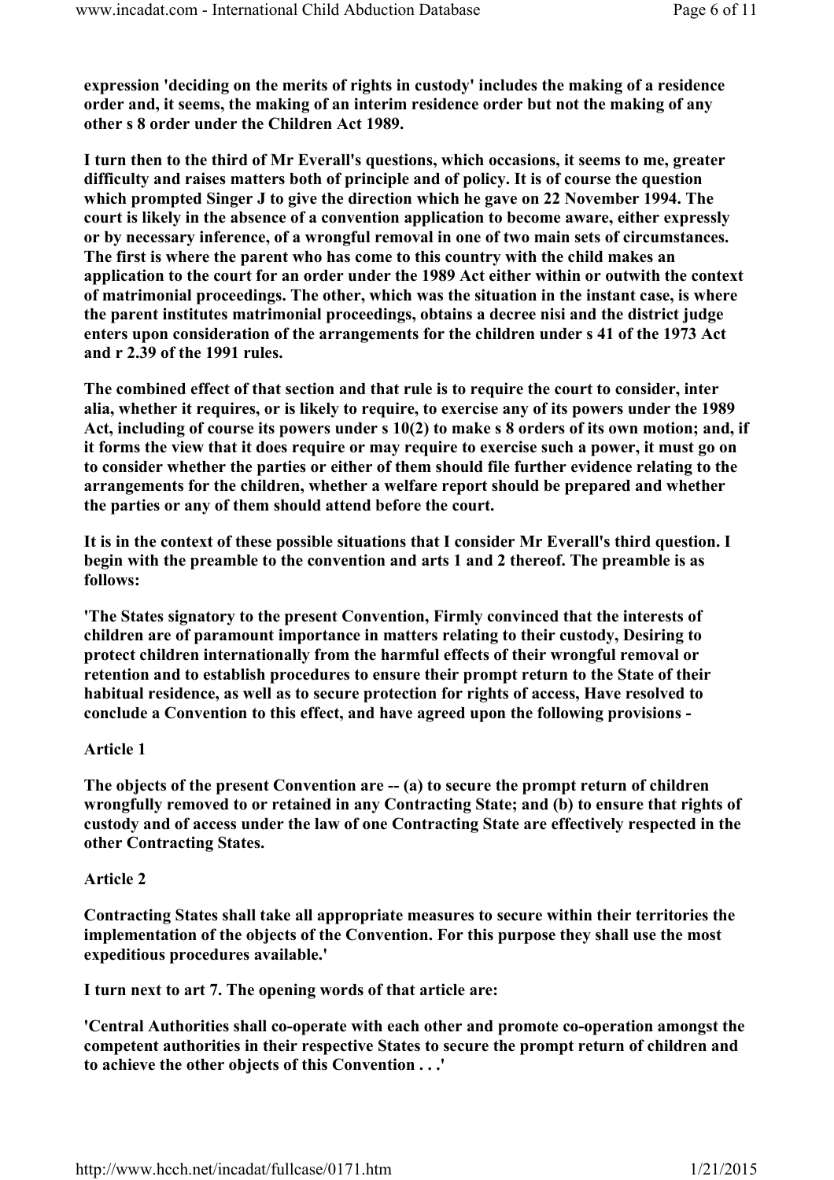expression 'deciding on the merits of rights in custody' includes the making of a residence order and, it seems, the making of an interim residence order but not the making of any other s 8 order under the Children Act 1989.

I turn then to the third of Mr Everall's questions, which occasions, it seems to me, greater difficulty and raises matters both of principle and of policy. It is of course the question which prompted Singer J to give the direction which he gave on 22 November 1994. The court is likely in the absence of a convention application to become aware, either expressly or by necessary inference, of a wrongful removal in one of two main sets of circumstances. The first is where the parent who has come to this country with the child makes an application to the court for an order under the 1989 Act either within or outwith the context of matrimonial proceedings. The other, which was the situation in the instant case, is where the parent institutes matrimonial proceedings, obtains a decree nisi and the district judge enters upon consideration of the arrangements for the children under s 41 of the 1973 Act and r 2.39 of the 1991 rules.

The combined effect of that section and that rule is to require the court to consider, inter alia, whether it requires, or is likely to require, to exercise any of its powers under the 1989 Act, including of course its powers under s 10(2) to make s 8 orders of its own motion; and, if it forms the view that it does require or may require to exercise such a power, it must go on to consider whether the parties or either of them should file further evidence relating to the arrangements for the children, whether a welfare report should be prepared and whether the parties or any of them should attend before the court.

It is in the context of these possible situations that I consider Mr Everall's third question. I begin with the preamble to the convention and arts 1 and 2 thereof. The preamble is as follows:

'The States signatory to the present Convention, Firmly convinced that the interests of children are of paramount importance in matters relating to their custody, Desiring to protect children internationally from the harmful effects of their wrongful removal or retention and to establish procedures to ensure their prompt return to the State of their habitual residence, as well as to secure protection for rights of access, Have resolved to conclude a Convention to this effect, and have agreed upon the following provisions -

Article 1

The objects of the present Convention are -- (a) to secure the prompt return of children wrongfully removed to or retained in any Contracting State; and (b) to ensure that rights of custody and of access under the law of one Contracting State are effectively respected in the other Contracting States.

Article 2

Contracting States shall take all appropriate measures to secure within their territories the implementation of the objects of the Convention. For this purpose they shall use the most expeditious procedures available.'

I turn next to art 7. The opening words of that article are:

'Central Authorities shall co-operate with each other and promote co-operation amongst the competent authorities in their respective States to secure the prompt return of children and to achieve the other objects of this Convention . . .'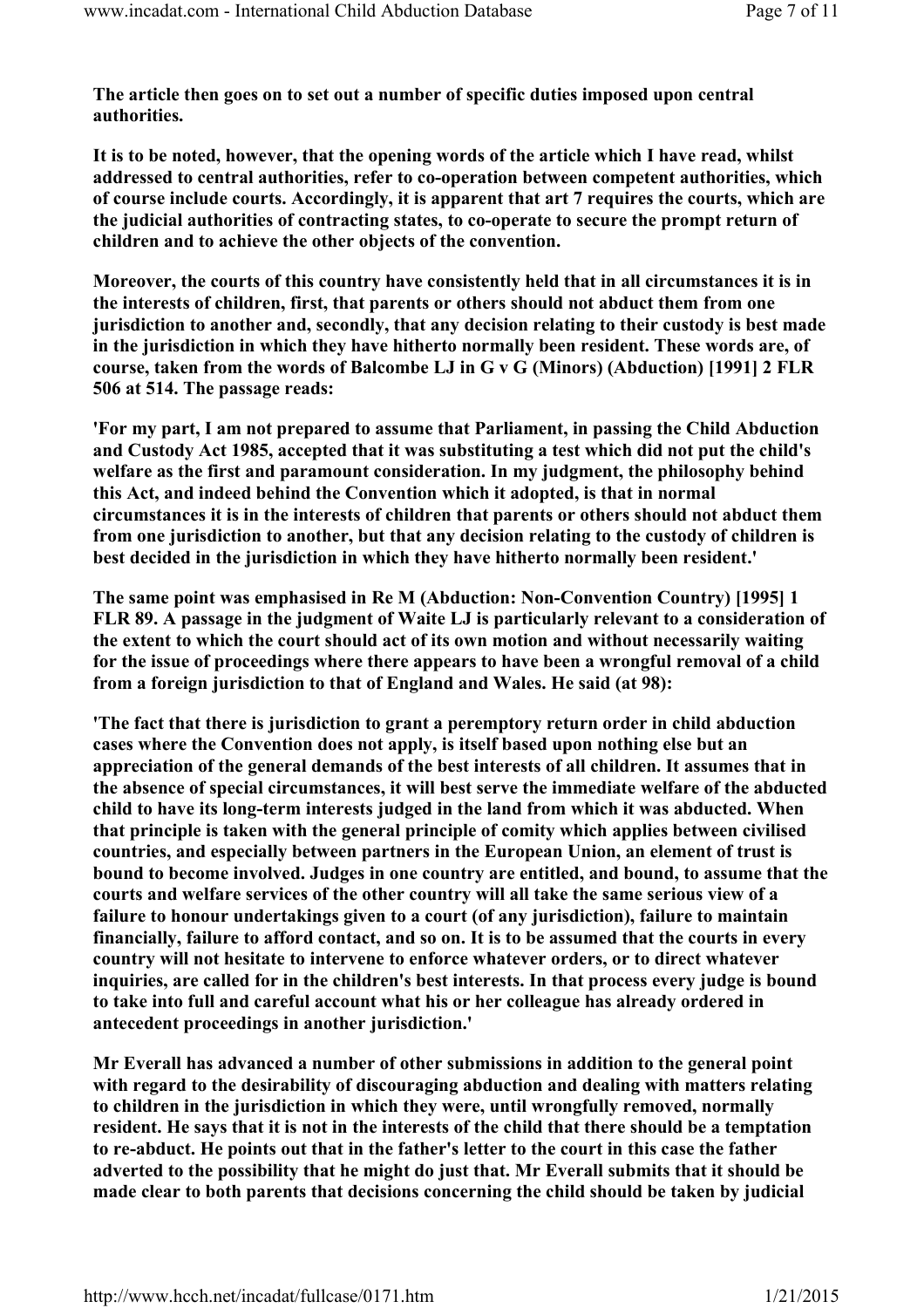The article then goes on to set out a number of specific duties imposed upon central authorities.

It is to be noted, however, that the opening words of the article which I have read, whilst addressed to central authorities, refer to co-operation between competent authorities, which of course include courts. Accordingly, it is apparent that art 7 requires the courts, which are the judicial authorities of contracting states, to co-operate to secure the prompt return of children and to achieve the other objects of the convention.

Moreover, the courts of this country have consistently held that in all circumstances it is in the interests of children, first, that parents or others should not abduct them from one jurisdiction to another and, secondly, that any decision relating to their custody is best made in the jurisdiction in which they have hitherto normally been resident. These words are, of course, taken from the words of Balcombe LJ in G v G (Minors) (Abduction) [1991] 2 FLR 506 at 514. The passage reads:

'For my part, I am not prepared to assume that Parliament, in passing the Child Abduction and Custody Act 1985, accepted that it was substituting a test which did not put the child's welfare as the first and paramount consideration. In my judgment, the philosophy behind this Act, and indeed behind the Convention which it adopted, is that in normal circumstances it is in the interests of children that parents or others should not abduct them from one jurisdiction to another, but that any decision relating to the custody of children is best decided in the jurisdiction in which they have hitherto normally been resident.'

The same point was emphasised in Re M (Abduction: Non-Convention Country) [1995] 1 FLR 89. A passage in the judgment of Waite LJ is particularly relevant to a consideration of the extent to which the court should act of its own motion and without necessarily waiting for the issue of proceedings where there appears to have been a wrongful removal of a child from a foreign jurisdiction to that of England and Wales. He said (at 98):

'The fact that there is jurisdiction to grant a peremptory return order in child abduction cases where the Convention does not apply, is itself based upon nothing else but an appreciation of the general demands of the best interests of all children. It assumes that in the absence of special circumstances, it will best serve the immediate welfare of the abducted child to have its long-term interests judged in the land from which it was abducted. When that principle is taken with the general principle of comity which applies between civilised countries, and especially between partners in the European Union, an element of trust is bound to become involved. Judges in one country are entitled, and bound, to assume that the courts and welfare services of the other country will all take the same serious view of a failure to honour undertakings given to a court (of any jurisdiction), failure to maintain financially, failure to afford contact, and so on. It is to be assumed that the courts in every country will not hesitate to intervene to enforce whatever orders, or to direct whatever inquiries, are called for in the children's best interests. In that process every judge is bound to take into full and careful account what his or her colleague has already ordered in antecedent proceedings in another jurisdiction.'

Mr Everall has advanced a number of other submissions in addition to the general point with regard to the desirability of discouraging abduction and dealing with matters relating to children in the jurisdiction in which they were, until wrongfully removed, normally resident. He says that it is not in the interests of the child that there should be a temptation to re-abduct. He points out that in the father's letter to the court in this case the father adverted to the possibility that he might do just that. Mr Everall submits that it should be made clear to both parents that decisions concerning the child should be taken by judicial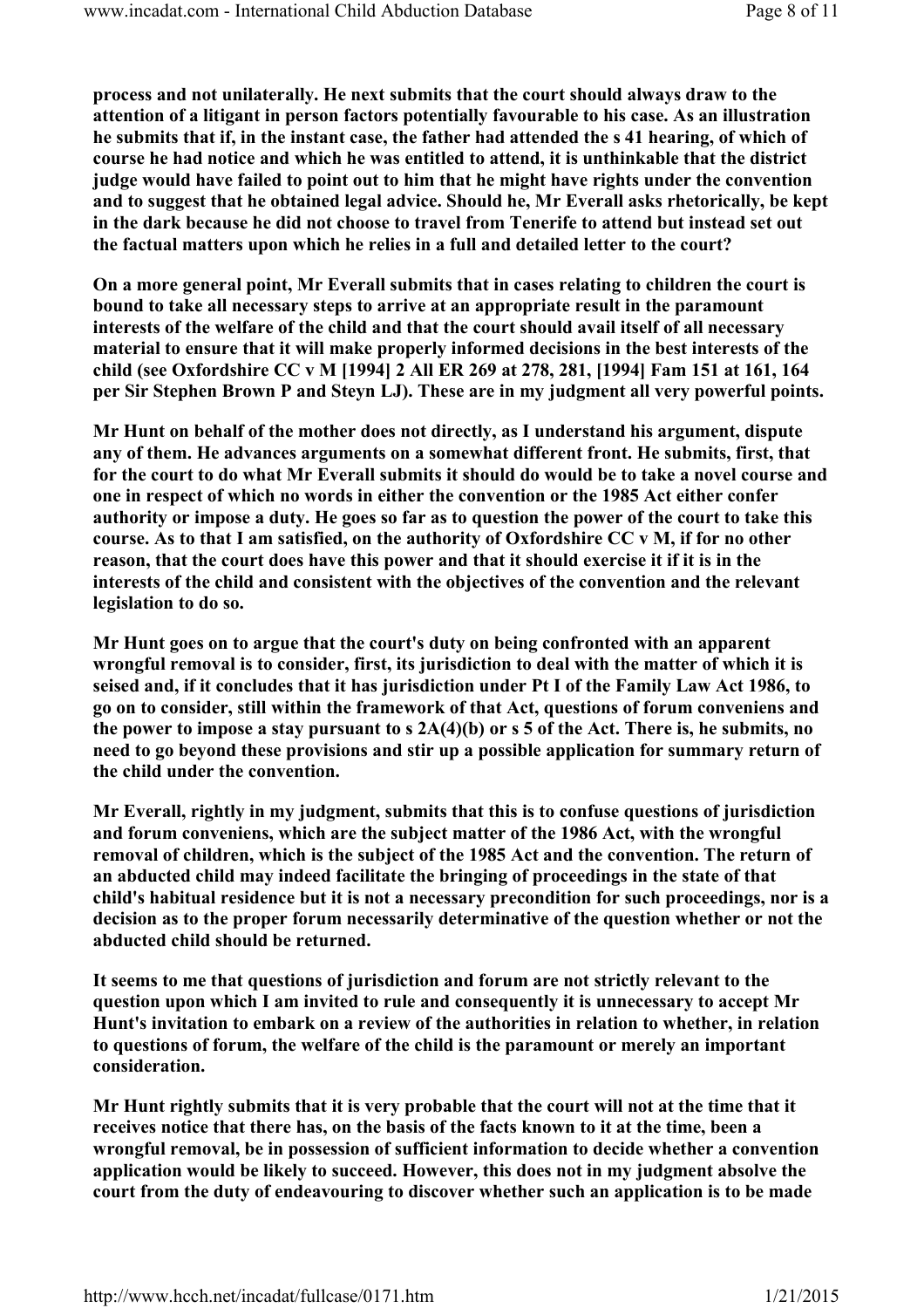**process and not unilaterally. He next submits that the court should always draw to the attention of a litigant in person factors potentially favourable to his case. As an illustration he submits that if, in the instant case, the father had attended the s 41 hearing, of which of course he had notice and which he was entitled to attend, it is unthinkable that the district judge would have failed to point out to him that he might have rights under the convention and to suggest that he obtained legal advice. Should he, Mr Everall asks rhetorically, be kept in the dark because he did not choose to travel from Tenerife to attend but instead set out the factual matters upon which he relies in a full and detailed letter to the court?**

**On a more general point, Mr Everall submits that in cases relating to children the court is bound to take all necessary steps to arrive at an appropriate result in the paramount interests of the welfare of the child and that the court should avail itself of all necessary material to ensure that it will make properly informed decisions in the best interests of the child (see Oxfordshire CC v M [1994] 2 All ER 269 at 278, 281, [1994] Fam 151 at 161, 164 per Sir Stephen Brown P and Steyn LJ). These are in my judgment all very powerful points.**

**Mr Hunt on behalf of the mother does not directly, as I understand his argument, dispute any of them. He advances arguments on a somewhat different front. He submits, first, that for the court to do what Mr Everall submits it should do would be to take a novel course and one in respect of which no words in either the convention or the 1985 Act either confer authority or impose a duty. He goes so far as to question the power of the court to take this course. As to that I am satisfied, on the authority of Oxfordshire CC v M, if for no other reason, that the court does have this power and that it should exercise it if it is in the interests of the child and consistent with the objectives of the convention and the relevant legislation to do so.**

**Mr Hunt goes on to argue that the court's duty on being confronted with an apparent wrongful removal is to consider, first, its jurisdiction to deal with the matter of which it is seised and, if it concludes that it has jurisdiction under Pt I of the Family Law Act 1986, to go on to consider, still within the framework of that Act, questions of forum conveniens and the power to impose a stay pursuant to s 2A(4)(b) or s 5 of the Act. There is, he submits, no need to go beyond these provisions and stir up a possible application for summary return of the child under the convention.**

**Mr Everall, rightly in my judgment, submits that this is to confuse questions of jurisdiction and forum conveniens, which are the subject matter of the 1986 Act, with the wrongful removal of children, which is the subject of the 1985 Act and the convention. The return of an abducted child may indeed facilitate the bringing of proceedings in the state of that child's habitual residence but it is not a necessary precondition for such proceedings, nor is a decision as to the proper forum necessarily determinative of the question whether or not the abducted child should be returned.**

**It seems to me that questions of jurisdiction and forum are not strictly relevant to the question upon which I am invited to rule and consequently it is unnecessary to accept Mr Hunt's invitation to embark on a review of the authorities in relation to whether, in relation to questions of forum, the welfare of the child is the paramount or merely an important consideration.**

**Mr Hunt rightly submits that it is very probable that the court will not at the time that it receives notice that there has, on the basis of the facts known to it at the time, been a wrongful removal, be in possession of sufficient information to decide whether a convention application would be likely to succeed. However, this does not in my judgment absolve the court from the duty of endeavouring to discover whether such an application is to be made**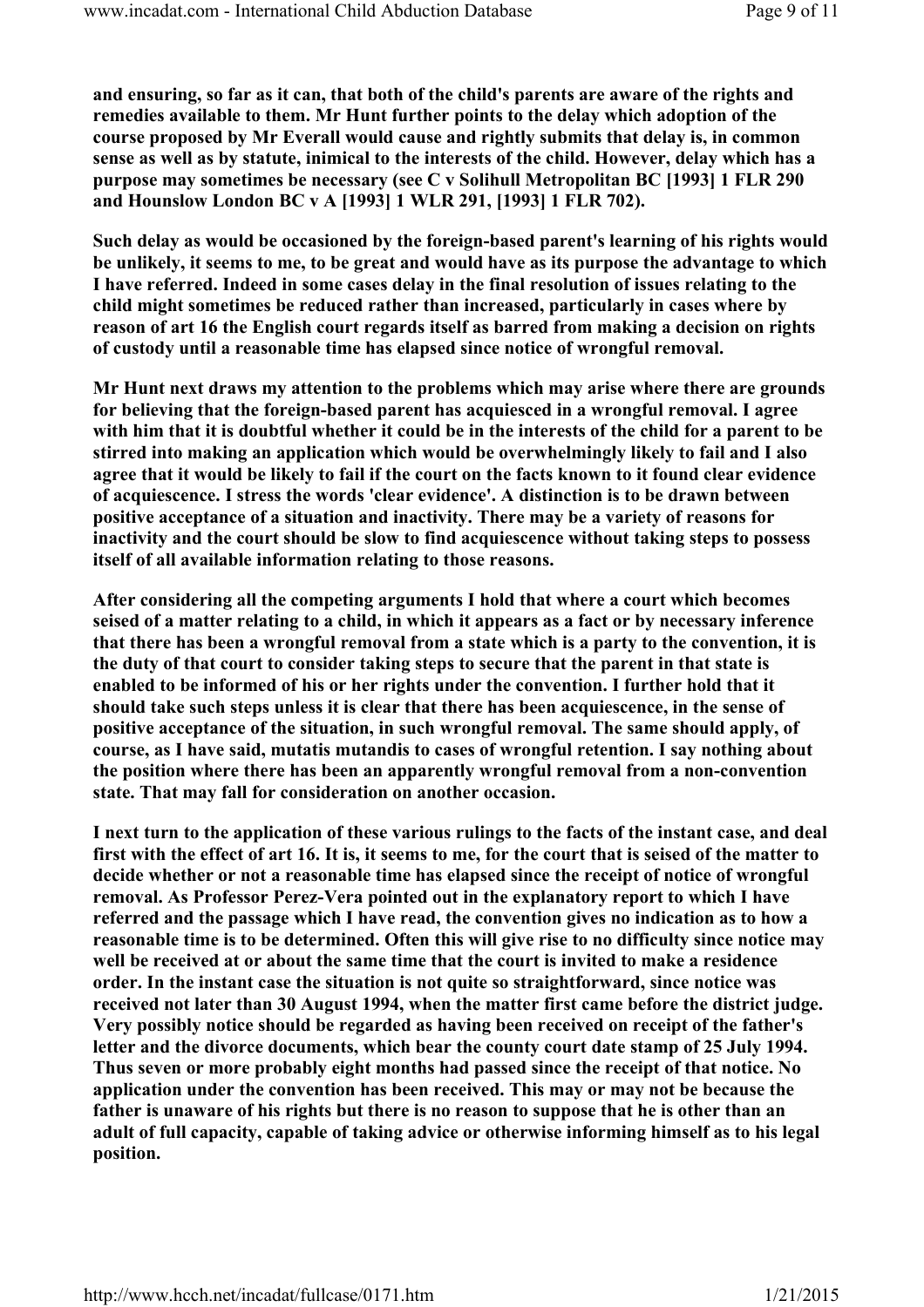**and ensuring, so far as it can, that both of the child's parents are aware of the rights and remedies available to them. Mr Hunt further points to the delay which adoption of the course proposed by Mr Everall would cause and rightly submits that delay is, in common sense as well as by statute, inimical to the interests of the child. However, delay which has a purpose may sometimes be necessary (see C v Solihull Metropolitan BC [1993] 1 FLR 290 and Hounslow London BC v A [1993] 1 WLR 291, [1993] 1 FLR 702).**

**Such delay as would be occasioned by the foreign-based parent's learning of his rights would be unlikely, it seems to me, to be great and would have as its purpose the advantage to which I have referred. Indeed in some cases delay in the final resolution of issues relating to the child might sometimes be reduced rather than increased, particularly in cases where by reason of art 16 the English court regards itself as barred from making a decision on rights of custody until a reasonable time has elapsed since notice of wrongful removal.**

**Mr Hunt next draws my attention to the problems which may arise where there are grounds for believing that the foreign-based parent has acquiesced in a wrongful removal. I agree with him that it is doubtful whether it could be in the interests of the child for a parent to be stirred into making an application which would be overwhelmingly likely to fail and I also agree that it would be likely to fail if the court on the facts known to it found clear evidence of acquiescence. I stress the words 'clear evidence'. A distinction is to be drawn between positive acceptance of a situation and inactivity. There may be a variety of reasons for inactivity and the court should be slow to find acquiescence without taking steps to possess itself of all available information relating to those reasons.**

**After considering all the competing arguments I hold that where a court which becomes seised of a matter relating to a child, in which it appears as a fact or by necessary inference that there has been a wrongful removal from a state which is a party to the convention, it is the duty of that court to consider taking steps to secure that the parent in that state is enabled to be informed of his or her rights under the convention. I further hold that it should take such steps unless it is clear that there has been acquiescence, in the sense of positive acceptance of the situation, in such wrongful removal. The same should apply, of course, as I have said, mutatis mutandis to cases of wrongful retention. I say nothing about the position where there has been an apparently wrongful removal from a non-convention state. That may fall for consideration on another occasion.**

**I next turn to the application of these various rulings to the facts of the instant case, and deal first with the effect of art 16. It is, it seems to me, for the court that is seised of the matter to decide whether or not a reasonable time has elapsed since the receipt of notice of wrongful removal. As Professor Perez-Vera pointed out in the explanatory report to which I have referred and the passage which I have read, the convention gives no indication as to how a reasonable time is to be determined. Often this will give rise to no difficulty since notice may well be received at or about the same time that the court is invited to make a residence order. In the instant case the situation is not quite so straightforward, since notice was received not later than 30 August 1994, when the matter first came before the district judge. Very possibly notice should be regarded as having been received on receipt of the father's letter and the divorce documents, which bear the county court date stamp of 25 July 1994. Thus seven or more probably eight months had passed since the receipt of that notice. No application under the convention has been received. This may or may not be because the father is unaware of his rights but there is no reason to suppose that he is other than an adult of full capacity, capable of taking advice or otherwise informing himself as to his legal position.**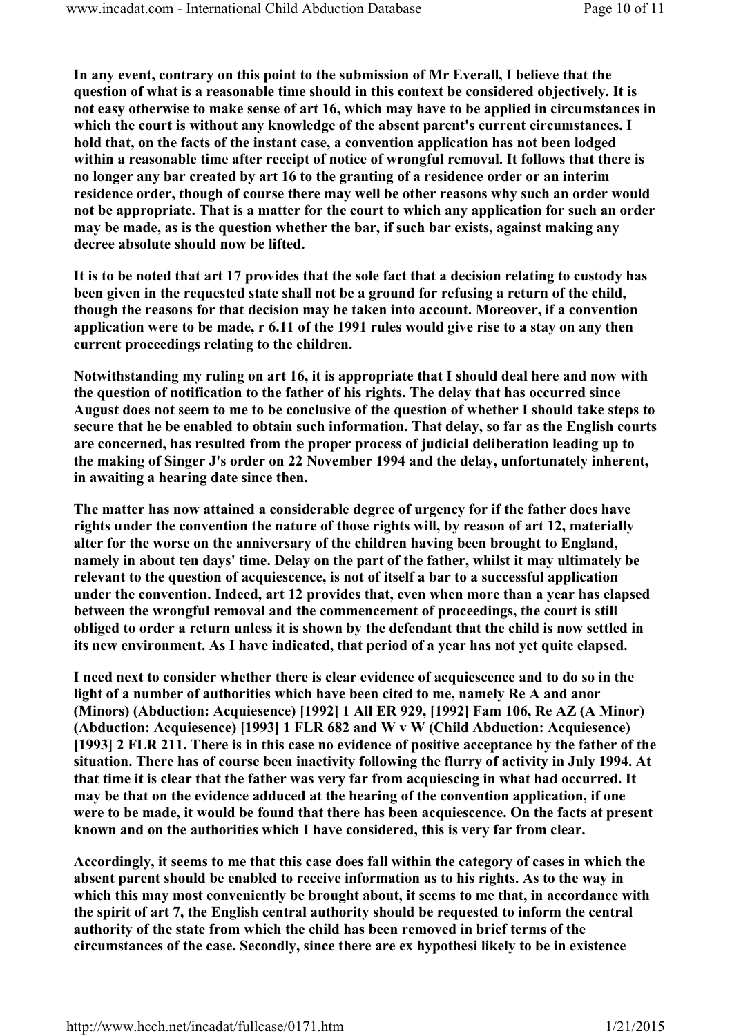**In any event, contrary on this point to the submission of Mr Everall, I believe that the question of what is a reasonable time should in this context be considered objectively. It is not easy otherwise to make sense of art 16, which may have to be applied in circumstances in which the court is without any knowledge of the absent parent's current circumstances. I hold that, on the facts of the instant case, a convention application has not been lodged within a reasonable time after receipt of notice of wrongful removal. It follows that there is no longer any bar created by art 16 to the granting of a residence order or an interim residence order, though of course there may well be other reasons why such an order would not be appropriate. That is a matter for the court to which any application for such an order may be made, as is the question whether the bar, if such bar exists, against making any decree absolute should now be lifted.**

**It is to be noted that art 17 provides that the sole fact that a decision relating to custody has been given in the requested state shall not be a ground for refusing a return of the child, though the reasons for that decision may be taken into account. Moreover, if a convention application were to be made, r 6.11 of the 1991 rules would give rise to a stay on any then current proceedings relating to the children.**

**Notwithstanding my ruling on art 16, it is appropriate that I should deal here and now with the question of notification to the father of his rights. The delay that has occurred since August does not seem to me to be conclusive of the question of whether I should take steps to secure that he be enabled to obtain such information. That delay, so far as the English courts are concerned, has resulted from the proper process of judicial deliberation leading up to the making of Singer J's order on 22 November 1994 and the delay, unfortunately inherent, in awaiting a hearing date since then.**

**The matter has now attained a considerable degree of urgency for if the father does have rights under the convention the nature of those rights will, by reason of art 12, materially alter for the worse on the anniversary of the children having been brought to England, namely in about ten days' time. Delay on the part of the father, whilst it may ultimately be relevant to the question of acquiescence, is not of itself a bar to a successful application under the convention. Indeed, art 12 provides that, even when more than a year has elapsed between the wrongful removal and the commencement of proceedings, the court is still obliged to order a return unless it is shown by the defendant that the child is now settled in its new environment. As I have indicated, that period of a year has not yet quite elapsed.**

**I need next to consider whether there is clear evidence of acquiescence and to do so in the light of a number of authorities which have been cited to me, namely Re A and anor (Minors) (Abduction: Acquiesence) [1992] 1 All ER 929, [1992] Fam 106, Re AZ (A Minor) (Abduction: Acquiesence) [1993] 1 FLR 682 and W v W (Child Abduction: Acquiesence) [1993] 2 FLR 211. There is in this case no evidence of positive acceptance by the father of the situation. There has of course been inactivity following the flurry of activity in July 1994. At that time it is clear that the father was very far from acquiescing in what had occurred. It may be that on the evidence adduced at the hearing of the convention application, if one were to be made, it would be found that there has been acquiescence. On the facts at present known and on the authorities which I have considered, this is very far from clear.**

**Accordingly, it seems to me that this case does fall within the category of cases in which the absent parent should be enabled to receive information as to his rights. As to the way in which this may most conveniently be brought about, it seems to me that, in accordance with the spirit of art 7, the English central authority should be requested to inform the central authority of the state from which the child has been removed in brief terms of the circumstances of the case. Secondly, since there are ex hypothesi likely to be in existence**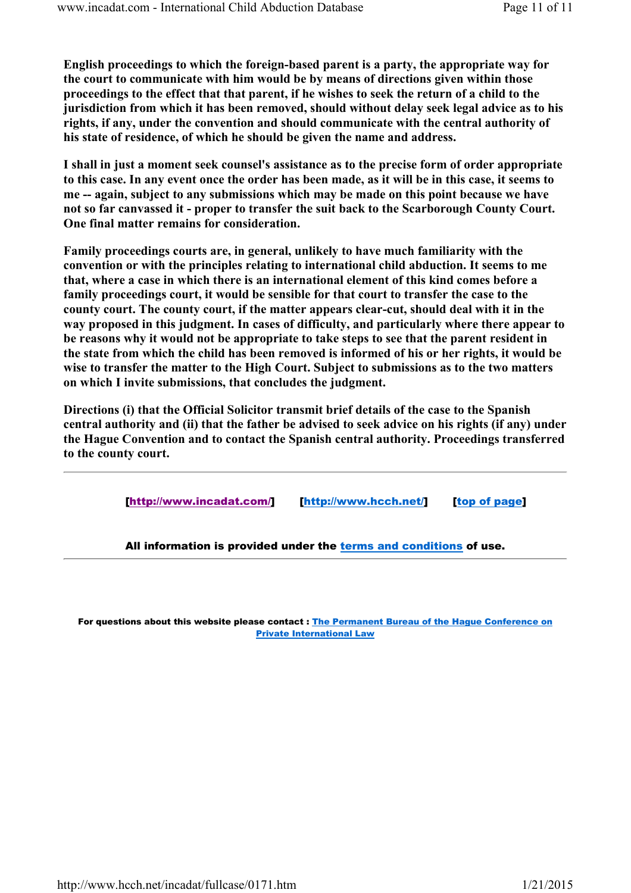**English proceedings to which the foreign-based parent is a party, the appropriate way for the court to communicate with him would be by means of directions given within those proceedings to the effect that that parent, if he wishes to seek the return of a child to the jurisdiction from which it has been removed, should without delay seek legal advice as to his rights, if any, under the convention and should communicate with the central authority of his state of residence, of which he should be given the name and address.**

**I shall in just a moment seek counsel's assistance as to the precise form of order appropriate to this case. In any event once the order has been made, as it will be in this case, it seems to me -- again, subject to any submissions which may be made on this point because we have not so far canvassed it - proper to transfer the suit back to the Scarborough County Court. One final matter remains for consideration.**

**Family proceedings courts are, in general, unlikely to have much familiarity with the convention or with the principles relating to international child abduction. It seems to me that, where a case in which there is an international element of this kind comes before a family proceedings court, it would be sensible for that court to transfer the case to the county court. The county court, if the matter appears clear-cut, should deal with it in the way proposed in this judgment. In cases of difficulty, and particularly where there appear to be reasons why it would not be appropriate to take steps to see that the parent resident in the state from which the child has been removed is informed of his or her rights, it would be wise to transfer the matter to the High Court. Subject to submissions as to the two matters on which I invite submissions, that concludes the judgment.**

**Directions (i) that the Official Solicitor transmit brief details of the case to the Spanish central authority and (ii) that the father be advised to seek advice on his rights (if any) under the Hague Convention and to contact the Spanish central authority. Proceedings transferred to the county court.**

---

**[http://www.incadat.com/] [http://www.hcch.net/] [top of page]**

**All information is provided under the terms and conditions of use.**

---

**For questions about this website please contact : The Permanent Bureau of the Hague Conference on Private International Law**